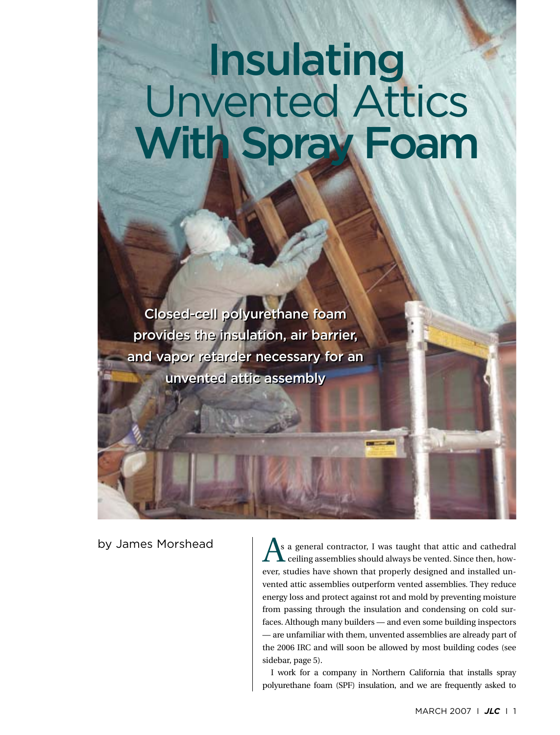# Insulating Unvented Attics With Spray Foam

**Closed-cell polyurethane foam provides the insulation, air barrier, and vapor retarder necessary for an unvented attic assembly**

by James Morshead

As a general contractor, I was taught that attic and cathedral ceiling assemblies should always be vented. Since then, however, studies have shown that properly designed and installed unvented attic assemblies outperform vented assemblies. They reduce energy loss and protect against rot and mold by preventing moisture from passing through the insulation and condensing on cold surfaces. Although many builders — and even some building inspectors — are unfamiliar with them, unvented assemblies are already part of the 2006 IRC and will soon be allowed by most building codes (see sidebar, page 5).

I work for a company in Northern California that installs spray polyurethane foam (SPF) insulation, and we are frequently asked to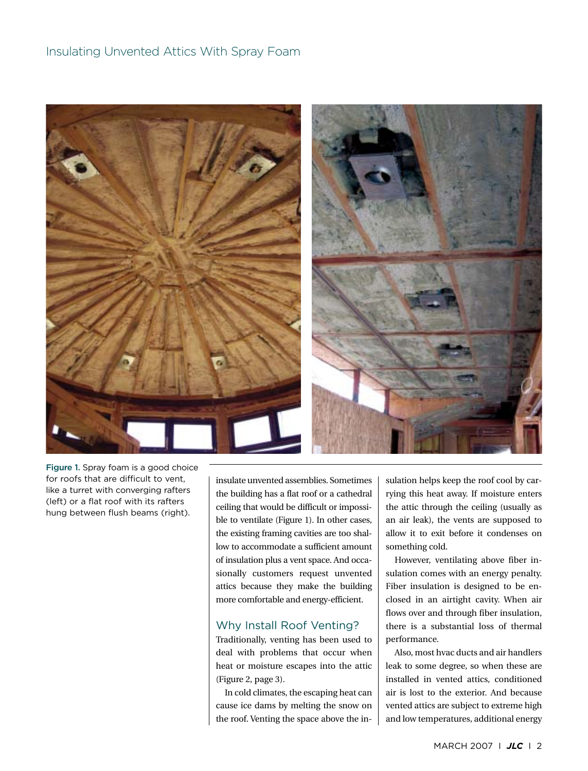Figure 1. Spray foam is a good choice for roofs that are difficult to vent, like a turret with converging rafters (left) or a flat roof with its rafters hung between flush beams (right).

insulate unvented assemblies. Sometimes the building has a flat roof or a cathedral ceiling that would be difficult or impossible to ventilate (Figure 1). In other cases, the existing framing cavities are too shallow to accommodate a sufficient amount of insulation plus a vent space. And occasionally customers request unvented attics because they make the building more comfortable and energy-efficient.

## Why Install Roof Venting?

Traditionally, venting has been used to deal with problems that occur when heat or moisture escapes into the attic (Figure 2, page 3).

In cold climates, the escaping heat can cause ice dams by melting the snow on the roof. Venting the space above the insulation helps keep the roof cool by carrying this heat away. If moisture enters the attic through the ceiling (usually as an air leak), the vents are supposed to allow it to exit before it condenses on something cold.

However, ventilating above fiber insulation comes with an energy penalty. Fiber insulation is designed to be enclosed in an airtight cavity. When air flows over and through fiber insulation, there is a substantial loss of thermal performance.

Also, most hvac ducts and air handlers leak to some degree, so when these are installed in vented attics, conditioned air is lost to the exterior. And because vented attics are subject to extreme high and low temperatures, additional energy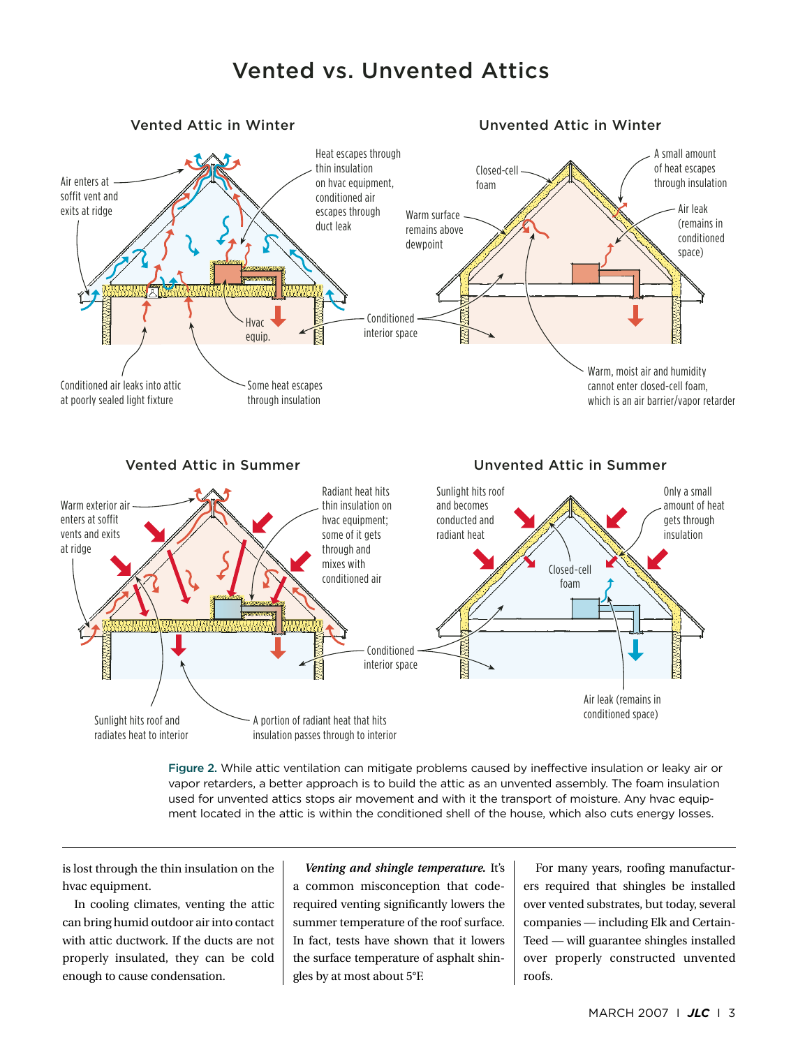# Vented vs. Unvented Attics

### Vented Attic in Winter

Air enters at soffit vent and exits at ridge

Heat escapes through thin insulation on hvac equipment, conditioned air escapes through duct leak

Hvac equip.

Conditioned air leaks into attic at poorly sealed light fixture

Some heat escapes through insulation

### Unvented Attic in Winter

Closed-cell foam

A small amount of heat escapes through insulation

Warm surface remains above dewpoint

Air leak (remains in conditioned space)

Conditioned interior space

Warm, moist air and humidity cannot enter closed-cell foam, which is an air barrier/vapor retarder

### Vented Attic in Summer

Warm exterior air enters at soffit vents and exits at ridge

Radiant heat hits thin insulation on hvac equipment; some of it gets through and mixes with conditioned air

Sunlight hits roof and radiates heat to interior

A portion of radiant heat that hits insulation passes through to interior

### Unvented Attic in Summer

Sunlight hits roof and becomes conducted and radiant heat

Only a small amount of heat gets through insulation

Closed-cell foam

Conditioned interior space

Air leak (remains in conditioned space)

**Figure 2.** While attic ventilation can mitigate problems caused by ineffective insulation or leaky air or vapor retarders, a better approach is to build the attic as an unvented assembly. The foam insulation used for unvented attics stops air movement and with it the transport of moisture. Any hvac equipment located in the attic is within the conditioned shell of the house, which also cuts energy losses.

is lost through the thin insulation on the hvac equipment.

In cooling climates, venting the attic can bring humid outdoor air into contact with attic ductwork. If the ducts are not properly insulated, they can be cold enough to cause condensation.

***Venting and shingle temperature.*** It's a common misconception that code-required venting significantly lowers the summer temperature of the roof surface. In fact, tests have shown that it lowers the surface temperature of asphalt shingles by at most about 5°F.

For many years, roofing manufacturers required that shingles be installed over vented substrates, but today, several companies — including Elk and CertainTeed — will guarantee shingles installed over properly constructed unvented roofs.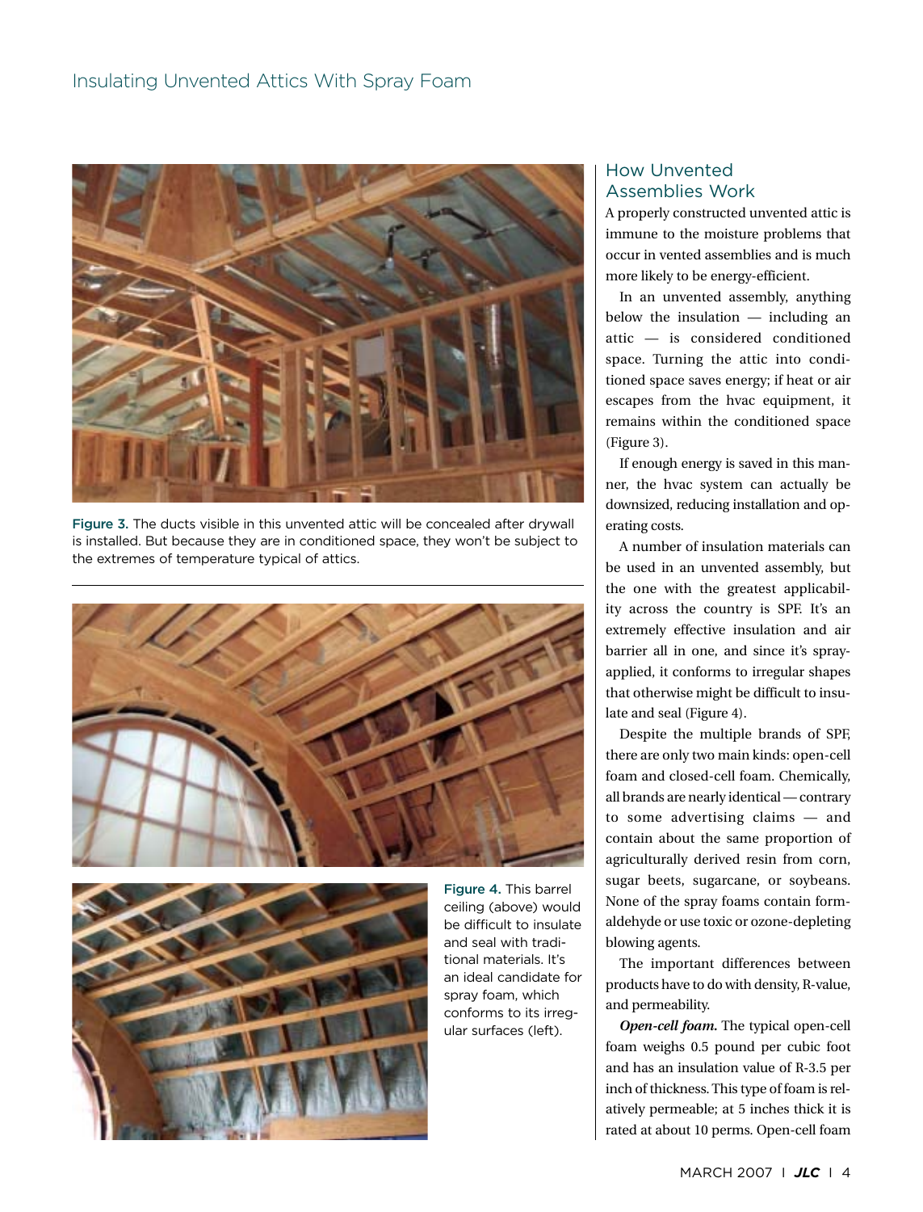Figure 3. The ducts visible in this unvented attic will be concealed after drywall is installed. But because they are in conditioned space, they won't be subject to the extremes of temperature typical of attics.

Figure 4. This barrel ceiling (above) would be difficult to insulate and seal with traditional materials. It's an ideal candidate for spray foam, which conforms to its irregular surfaces (left).

## How Unvented Assemblies Work

A properly constructed unvented attic is immune to the moisture problems that occur in vented assemblies and is much more likely to be energy-efficient.

In an unvented assembly, anything below the insulation — including an attic — is considered conditioned space. Turning the attic into conditioned space saves energy; if heat or air escapes from the hvac equipment, it remains within the conditioned space (Figure 3).

If enough energy is saved in this manner, the hvac system can actually be downsized, reducing installation and operating costs.

A number of insulation materials can be used in an unvented assembly, but the one with the greatest applicability across the country is SPF. It's an extremely effective insulation and air barrier all in one, and since it's spray-applied, it conforms to irregular shapes that otherwise might be difficult to insulate and seal (Figure 4).

Despite the multiple brands of SPF, there are only two main kinds: open-cell foam and closed-cell foam. Chemically, all brands are nearly identical — contrary to some advertising claims — and contain about the same proportion of agriculturally derived resin from corn, sugar beets, sugarcane, or soybeans. None of the spray foams contain formaldehyde or use toxic or ozone-depleting blowing agents.

The important differences between products have to do with density, R-value, and permeability.

***Open-cell foam.*** The typical open-cell foam weighs 0.5 pound per cubic foot and has an insulation value of R-3.5 per inch of thickness. This type of foam is relatively permeable; at 5 inches thick it is rated at about 10 perms. Open-cell foam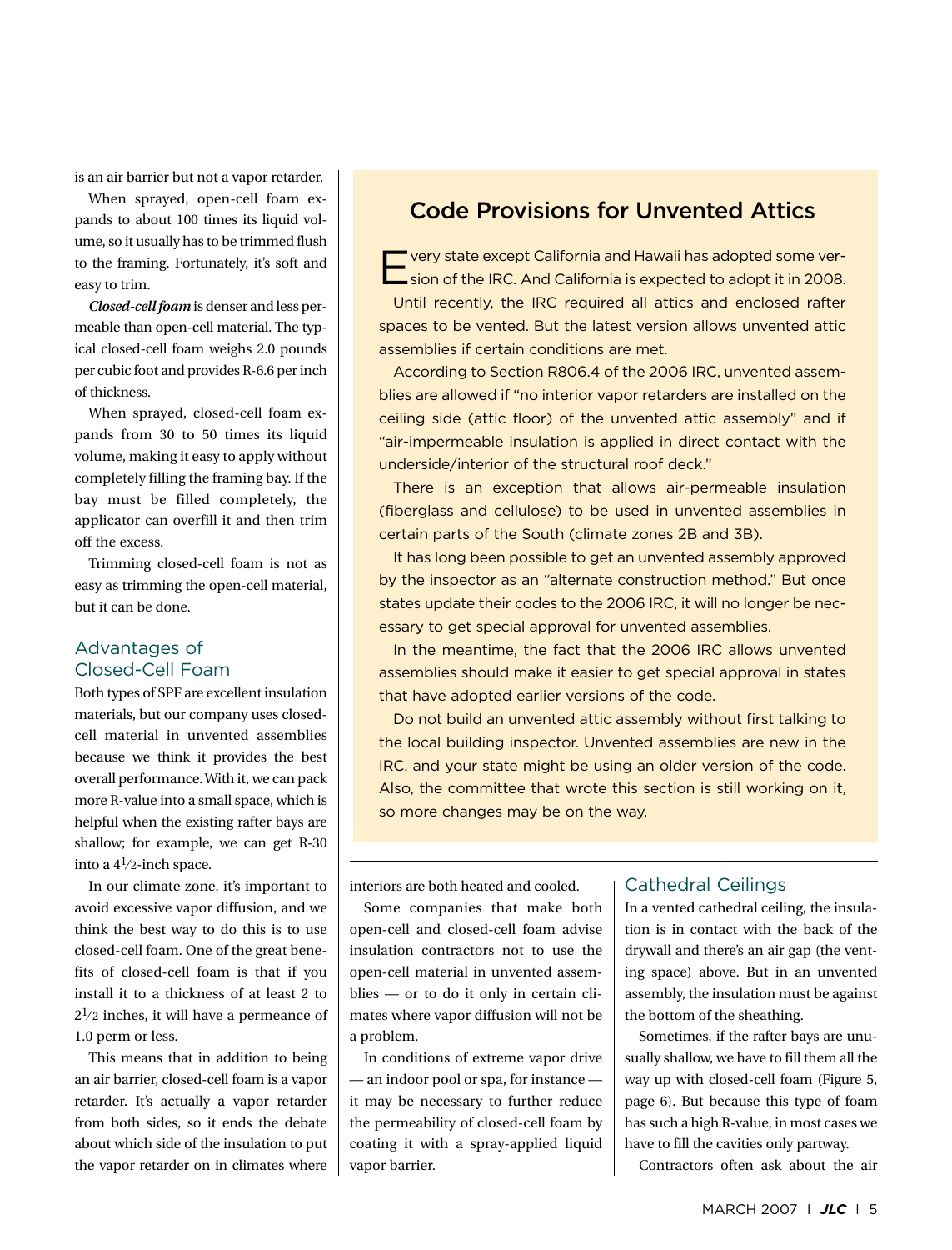is an air barrier but not a vapor retarder.

When sprayed, open-cell foam expands to about 100 times its liquid volume, so it usually has to be trimmed flush to the framing. Fortunately, it's soft and easy to trim.

***Closed-cell foam*** is denser and less permeable than open-cell material. The typical closed-cell foam weighs 2.0 pounds per cubic foot and provides R-6.6 per inch of thickness.

When sprayed, closed-cell foam expands from 30 to 50 times its liquid volume, making it easy to apply without completely filling the framing bay. If the bay must be filled completely, the applicator can overfill it and then trim off the excess.

Trimming closed-cell foam is not as easy as trimming the open-cell material, but it can be done.

## Advantages of Closed-Cell Foam

Both types of SPF are excellent insulation materials, but our company uses closed-cell material in unvented assemblies because we think it provides the best overall performance. With it, we can pack more R-value into a small space, which is helpful when the existing rafter bays are shallow; for example, we can get R-30 into a 4½-inch space.

In our climate zone, it's important to avoid excessive vapor diffusion, and we think the best way to do this is to use closed-cell foam. One of the great benefits of closed-cell foam is that if you install it to a thickness of at least 2 to 2½ inches, it will have a permeance of 1.0 perm or less.

This means that in addition to being an air barrier, closed-cell foam is a vapor retarder. It's actually a vapor retarder from both sides, so it ends the debate about which side of the insulation to put the vapor retarder on in climates where interiors are both heated and cooled.

Some companies that make both open-cell and closed-cell foam advise insulation contractors not to use the open-cell material in unvented assemblies — or to do it only in certain climates where vapor diffusion will not be a problem.

In conditions of extreme vapor drive — an indoor pool or spa, for instance — it may be necessary to further reduce the permeability of closed-cell foam by coating it with a spray-applied liquid vapor barrier.

## Cathedral Ceilings

In a vented cathedral ceiling, the insulation is in contact with the back of the drywall and there's an air gap (the venting space) above. But in an unvented assembly, the insulation must be against the bottom of the sheathing.

Sometimes, if the rafter bays are unusually shallow, we have to fill them all the way up with closed-cell foam (Figure 5, page 6). But because this type of foam has such a high R-value, in most cases we have to fill the cavities only partway.

Contractors often ask about the air

## Code Provisions for Unvented Attics

Every state except California and Hawaii has adopted some version of the IRC. And California is expected to adopt it in 2008.

Until recently, the IRC required all attics and enclosed rafter spaces to be vented. But the latest version allows unvented attic assemblies if certain conditions are met.

According to Section R806.4 of the 2006 IRC, unvented assemblies are allowed if "no interior vapor retarders are installed on the ceiling side (attic floor) of the unvented attic assembly" and if "air-impermeable insulation is applied in direct contact with the underside/interior of the structural roof deck."

There is an exception that allows air-permeable insulation (fiberglass and cellulose) to be used in unvented assemblies in certain parts of the South (climate zones 2B and 3B).

It has long been possible to get an unvented assembly approved by the inspector as an "alternate construction method." But once states update their codes to the 2006 IRC, it will no longer be necessary to get special approval for unvented assemblies.

In the meantime, the fact that the 2006 IRC allows unvented assemblies should make it easier to get special approval in states that have adopted earlier versions of the code.

Do not build an unvented attic assembly without first talking to the local building inspector. Unvented assemblies are new in the IRC, and your state might be using an older version of the code. Also, the committee that wrote this section is still working on it, so more changes may be on the way.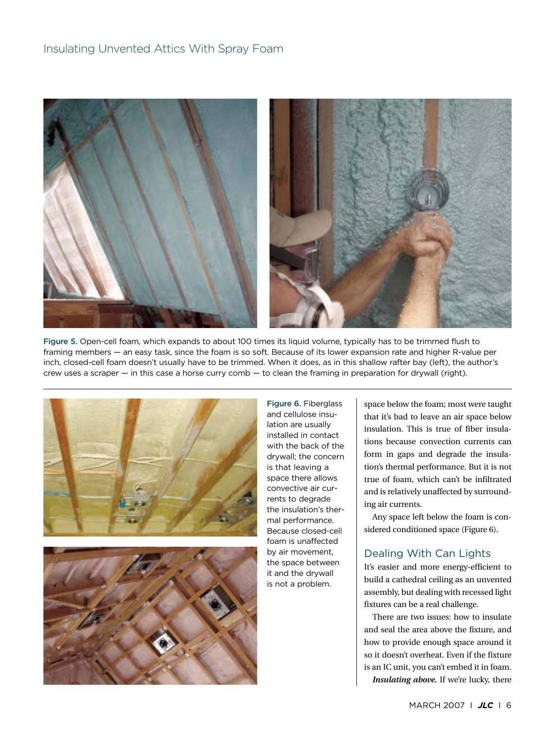Figure 5. Open-cell foam, which expands to about 100 times its liquid volume, typically has to be trimmed flush to framing members — an easy task, since the foam is so soft. Because of its lower expansion rate and higher R-value per inch, closed-cell foam doesn't usually have to be trimmed. When it does, as in this shallow rafter bay (left), the author's crew uses a scraper — in this case a horse curry comb — to clean the framing in preparation for drywall (right).

Figure 6. Fiberglass and cellulose insulation are usually installed in contact with the back of the drywall; the concern is that leaving a space there allows convective air currents to degrade the insulation's thermal performance. Because closed-cell foam is unaffected by air movement, the space between it and the drywall is not a problem.

space below the foam; most were taught that it's bad to leave an air space below insulation. This is true of fiber insulations because convection currents can form in gaps and degrade the insulation's thermal performance. But it is not true of foam, which can't be infiltrated and is relatively unaffected by surrounding air currents.

Any space left below the foam is considered conditioned space (Figure 6).

## Dealing With Can Lights

It's easier and more energy-efficient to build a cathedral ceiling as an unvented assembly, but dealing with recessed light fixtures can be a real challenge.

There are two issues: how to insulate and seal the area above the fixture, and how to provide enough space around it so it doesn't overheat. Even if the fixture is an IC unit, you can't embed it in foam.

***Insulating above.*** If we're lucky, there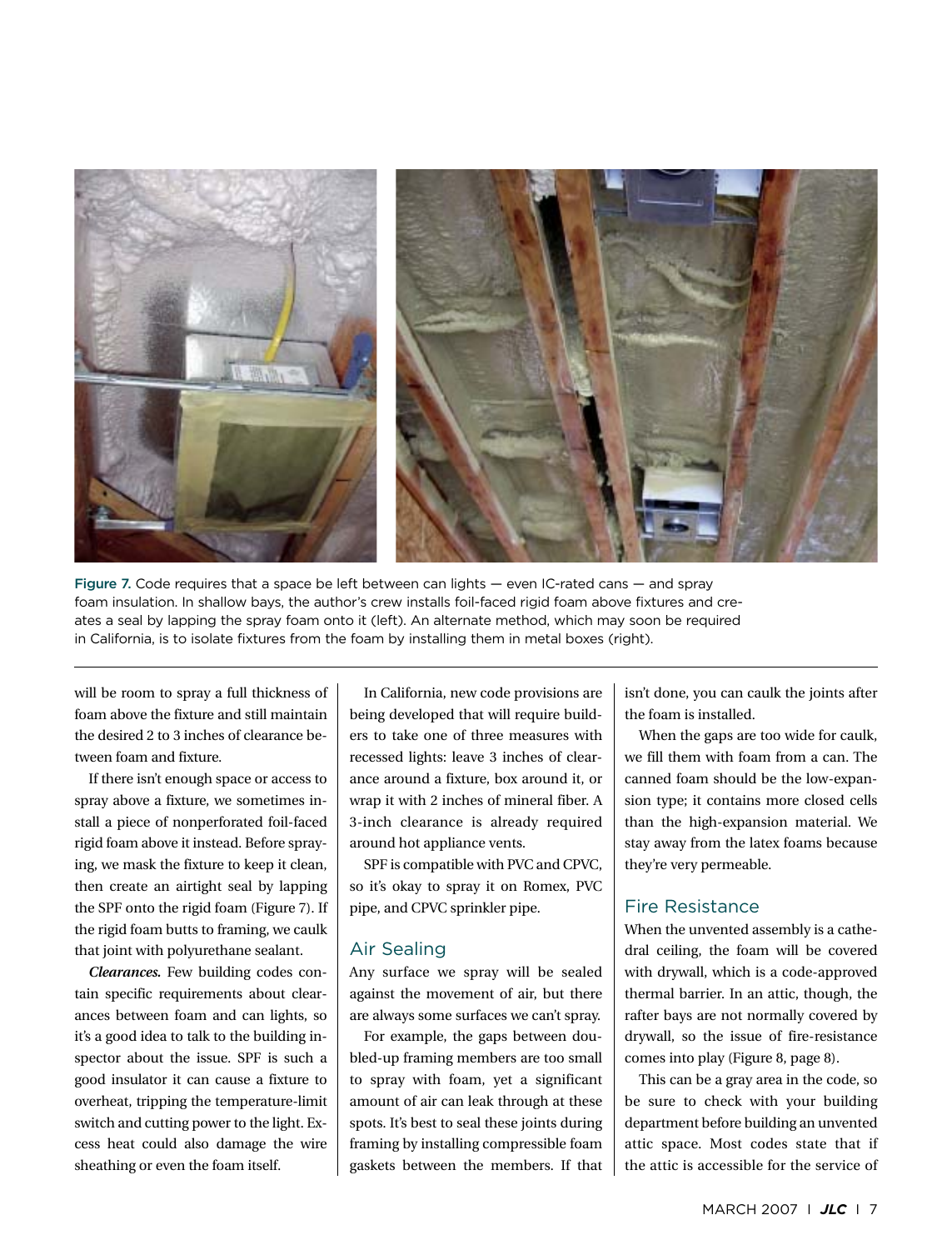Figure 7. Code requires that a space be left between can lights — even IC-rated cans — and spray foam insulation. In shallow bays, the author's crew installs foil-faced rigid foam above fixtures and creates a seal by lapping the spray foam onto it (left). An alternate method, which may soon be required in California, is to isolate fixtures from the foam by installing them in metal boxes (right).

will be room to spray a full thickness of foam above the fixture and still maintain the desired 2 to 3 inches of clearance between foam and fixture.

If there isn't enough space or access to spray above a fixture, we sometimes install a piece of nonperforated foil-faced rigid foam above it instead. Before spraying, we mask the fixture to keep it clean, then create an airtight seal by lapping the SPF onto the rigid foam (Figure 7). If the rigid foam butts to framing, we caulk that joint with polyurethane sealant.

***Clearances.*** Few building codes contain specific requirements about clearances between foam and can lights, so it's a good idea to talk to the building inspector about the issue. SPF is such a good insulator it can cause a fixture to overheat, tripping the temperature-limit switch and cutting power to the light. Excess heat could also damage the wire sheathing or even the foam itself.

In California, new code provisions are being developed that will require builders to take one of three measures with recessed lights: leave 3 inches of clearance around a fixture, box around it, or wrap it with 2 inches of mineral fiber. A 3-inch clearance is already required around hot appliance vents.

SPF is compatible with PVC and CPVC, so it's okay to spray it on Romex, PVC pipe, and CPVC sprinkler pipe.

## Air Sealing

Any surface we spray will be sealed against the movement of air, but there are always some surfaces we can't spray.

For example, the gaps between doubled-up framing members are too small to spray with foam, yet a significant amount of air can leak through at these spots. It's best to seal these joints during framing by installing compressible foam gaskets between the members. If that isn't done, you can caulk the joints after the foam is installed.

When the gaps are too wide for caulk, we fill them with foam from a can. The canned foam should be the low-expansion type; it contains more closed cells than the high-expansion material. We stay away from the latex foams because they're very permeable.

## Fire Resistance

When the unvented assembly is a cathedral ceiling, the foam will be covered with drywall, which is a code-approved thermal barrier. In an attic, though, the rafter bays are not normally covered by drywall, so the issue of fire-resistance comes into play (Figure 8, page 8).

This can be a gray area in the code, so be sure to check with your building department before building an unvented attic space. Most codes state that if the attic is accessible for the service of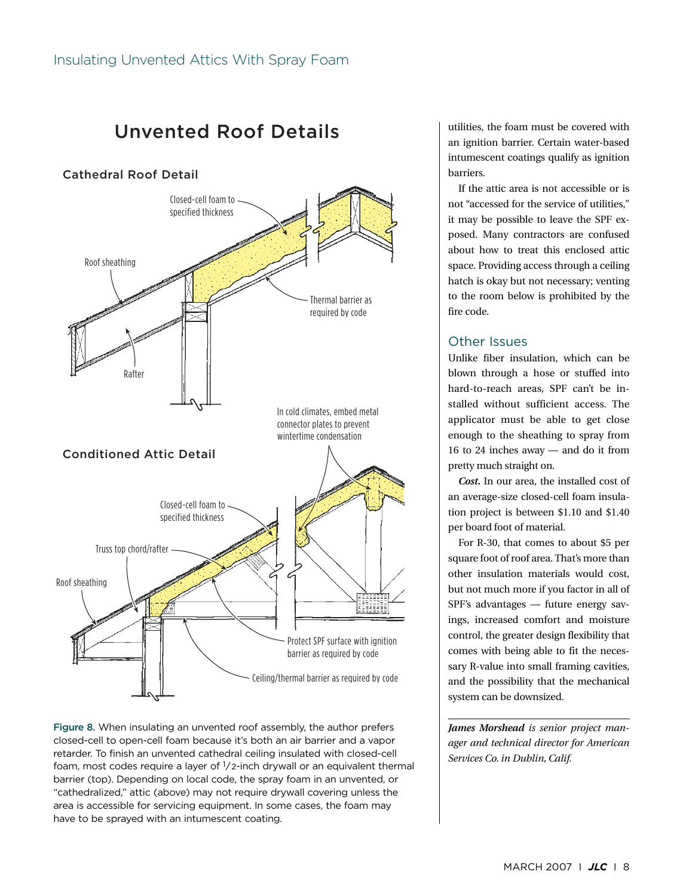# Unvented Roof Details

## Cathedral Roof Detail

Closed-cell foam to specified thickness

Roof sheathing

Thermal barrier as required by code

Rafter

## Conditioned Attic Detail

In cold climates, embed metal connector plates to prevent wintertime condensation

Closed-cell foam to specified thickness

Truss top chord/rafter

Roof sheathing

Protect SPF surface with ignition barrier as required by code

Ceiling/thermal barrier as required by code

**Figure 8.** When insulating an unvented roof assembly, the author prefers closed-cell to open-cell foam because it's both an air barrier and a vapor retarder. To finish an unvented cathedral ceiling insulated with closed-cell foam, most codes require a layer of 1/2-inch drywall or an equivalent thermal barrier (top). Depending on local code, the spray foam in an unvented, or "cathedralized," attic (above) may not require drywall covering unless the area is accessible for servicing equipment. In some cases, the foam may have to be sprayed with an intumescent coating.

utilities, the foam must be covered with an ignition barrier. Certain water-based intumescent coatings qualify as ignition barriers.

If the attic area is not accessible or is not "accessed for the service of utilities," it may be possible to leave the SPF exposed. Many contractors are confused about how to treat this enclosed attic space. Providing access through a ceiling hatch is okay but not necessary; venting to the room below is prohibited by the fire code.

## Other Issues

Unlike fiber insulation, which can be blown through a hose or stuffed into hard-to-reach areas, SPF can't be installed without sufficient access. The applicator must be able to get close enough to the sheathing to spray from 16 to 24 inches away — and do it from pretty much straight on.

***Cost.*** In our area, the installed cost of an average-size closed-cell foam insulation project is between $1.10 and $1.40 per board foot of material.

For R-30, that comes to about $5 per square foot of roof area. That's more than other insulation materials would cost, but not much more if you factor in all of SPF's advantages — future energy savings, increased comfort and moisture control, the greater design flexibility that comes with being able to fit the necessary R-value into small framing cavities, and the possibility that the mechanical system can be downsized.

***James Morshead** is senior project manager and technical director for American Services Co. in Dublin, Calif.*